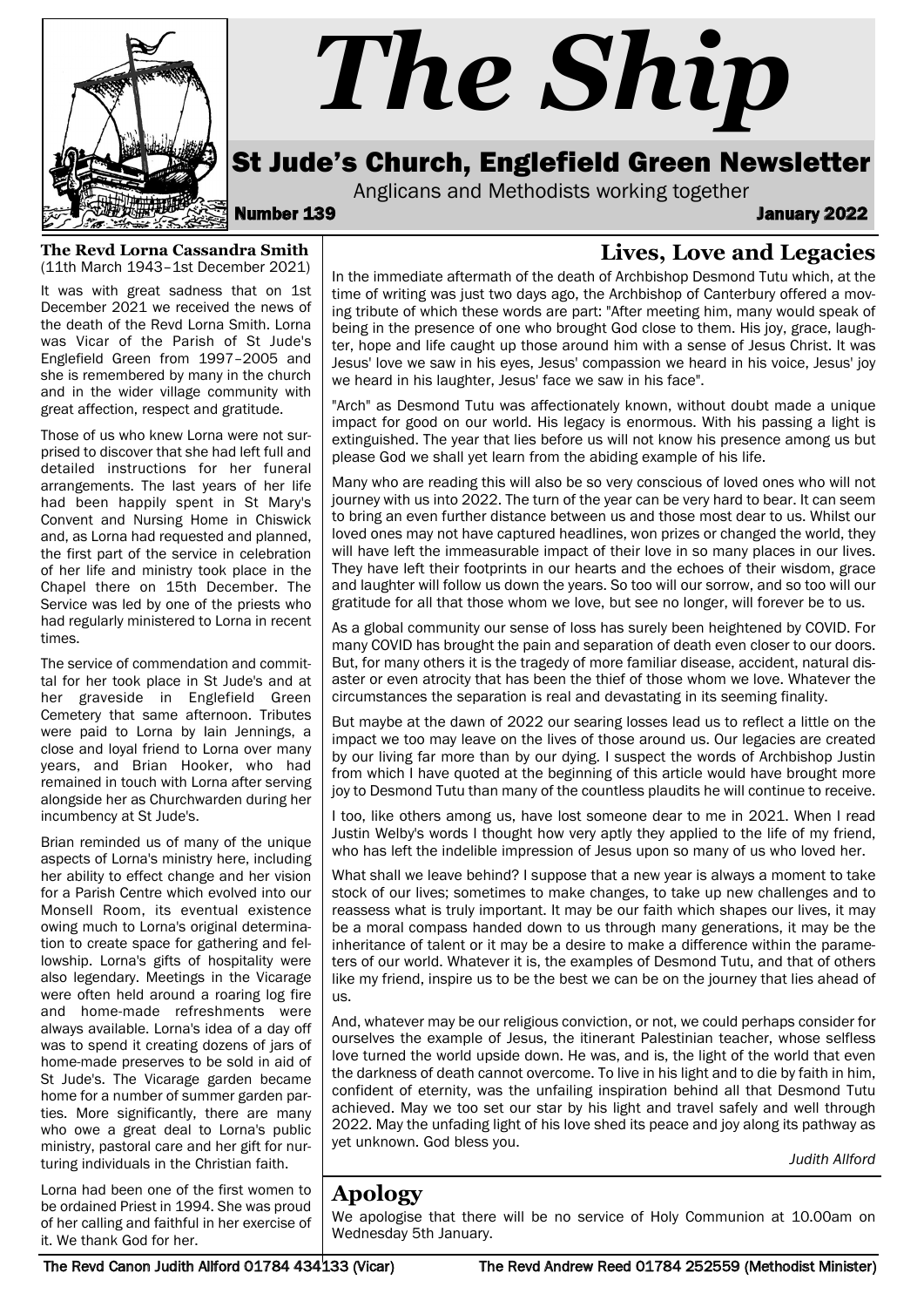# The Ship

## St Jude's Church, Englefield Green Newsletter

Anglicans and Methodists working together

**Number 139** **January 2022**

### The Revd Lorna Cassandra Smith

(11th March 1943–1st December 2021)

It was with great sadness that on 1st December 2021 we received the news of the death of the Revd Lorna Smith. Lorna was Vicar of the Parish of St Jude's Englefield Green from 1997–2005 and she is remembered by many in the church and in the wider village community with great affection, respect and gratitude.

Those of us who knew Lorna were not surprised to discover that she had left full and detailed instructions for her funeral arrangements. The last years of her life had been happily spent in St Mary's Convent and Nursing Home in Chiswick and, as Lorna had requested and planned, the first part of the service in celebration of her life and ministry took place in the Chapel there on 15th December. The Service was led by one of the priests who had regularly ministered to Lorna in recent times.

The service of commendation and committal for her took place in St Jude's and at her graveside in Englefield Green Cemetery that same afternoon. Tributes were paid to Lorna by Iain Jennings, a close and loyal friend to Lorna over many years, and Brian Hooker, who had remained in touch with Lorna after serving alongside her as Churchwarden during her incumbency at St Jude's.

Brian reminded us of many of the unique aspects of Lorna's ministry here, including her ability to effect change and her vision for a Parish Centre which evolved into our Monsell Room, its eventual existence owing much to Lorna's original determination to create space for gathering and fellowship. Lorna's gifts of hospitality were also legendary. Meetings in the Vicarage were often held around a roaring log fire and home-made refreshments were always available. Lorna's idea of a day off was to spend it creating dozens of jars of home-made preserves to be sold in aid of St Jude's. The Vicarage garden became home for a number of summer garden parties. More significantly, there are many who owe a great deal to Lorna's public ministry, pastoral care and her gift for nurturing individuals in the Christian faith.

Lorna had been one of the first women to be ordained Priest in 1994. She was proud of her calling and faithful in her exercise of it. We thank God for her.

### Lives, Love and Legacies

In the immediate aftermath of the death of Archbishop Desmond Tutu which, at the time of writing was just two days ago, the Archbishop of Canterbury offered a moving tribute of which these words are part: "After meeting him, many would speak of being in the presence of one who brought God close to them. His joy, grace, laughter, hope and life caught up those around him with a sense of Jesus Christ. It was Jesus' love we saw in his eyes, Jesus' compassion we heard in his voice, Jesus' joy we heard in his laughter, Jesus' face we saw in his face".

"Arch" as Desmond Tutu was affectionately known, without doubt made a unique impact for good on our world. His legacy is enormous. With his passing a light is extinguished. The year that lies before us will not know his presence among us but please God we shall yet learn from the abiding example of his life.

Many who are reading this will also be so very conscious of loved ones who will not journey with us into 2022. The turn of the year can be very hard to bear. It can seem to bring an even further distance between us and those most dear to us. Whilst our loved ones may not have captured headlines, won prizes or changed the world, they will have left the immeasurable impact of their love in so many places in our lives. They have left their footprints in our hearts and the echoes of their wisdom, grace and laughter will follow us down the years. So too will our sorrow, and so too will our gratitude for all that those whom we love, but see no longer, will forever be to us.

As a global community our sense of loss has surely been heightened by COVID. For many COVID has brought the pain and separation of death even closer to our doors. But, for many others it is the tragedy of more familiar disease, accident, natural disaster or even atrocity that has been the thief of those whom we love. Whatever the circumstances the separation is real and devastating in its seeming finality.

But maybe at the dawn of 2022 our searing losses lead us to reflect a little on the impact we too may leave on the lives of those around us. Our legacies are created by our living far more than by our dying. I suspect the words of Archbishop Justin from which I have quoted at the beginning of this article would have brought more joy to Desmond Tutu than many of the countless plaudits he will continue to receive.

I too, like others among us, have lost someone dear to me in 2021. When I read Justin Welby's words I thought how very aptly they applied to the life of my friend, who has left the indelible impression of Jesus upon so many of us who loved her.

What shall we leave behind? I suppose that a new year is always a moment to take stock of our lives; sometimes to make changes, to take up new challenges and to reassess what is truly important. It may be our faith which shapes our lives, it may be a moral compass handed down to us through many generations, it may be the inheritance of talent or it may be a desire to make a difference within the parameters of our world. Whatever it is, the examples of Desmond Tutu, and that of others like my friend, inspire us to be the best we can be on the journey that lies ahead of us.

And, whatever may be our religious conviction, or not, we could perhaps consider for ourselves the example of Jesus, the itinerant Palestinian teacher, whose selfless love turned the world upside down. He was, and is, the light of the world that even the darkness of death cannot overcome. To live in his light and to die by faith in him, confident of eternity, was the unfailing inspiration behind all that Desmond Tutu achieved. May we too set our star by his light and travel safely and well through 2022. May the unfading light of his love shed its peace and joy along its pathway as yet unknown. God bless you.

*Judith Allford*

## Apology

We apologise that there will be no service of Holy Communion at 10.00am on Wednesday 5th January.

The Revd Canon Judith Allford 01784 434133 (Vicar) — The Revd Andrew Reed 01784 252559 (Methodist Minister)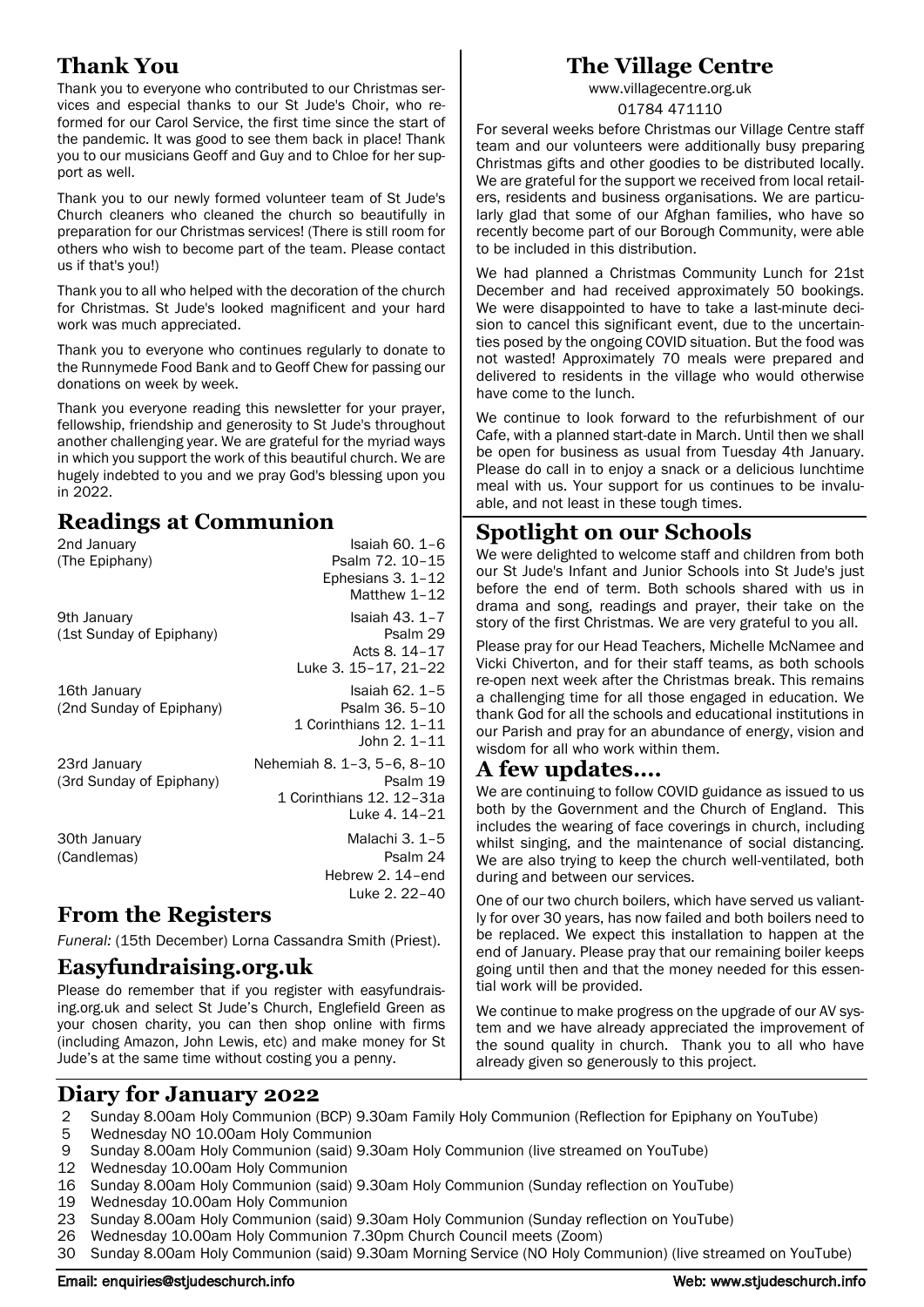## Thank You

Thank you to everyone who contributed to our Christmas services and especial thanks to our St Jude's Choir, who reformed for our Carol Service, the first time since the start of the pandemic. It was good to see them back in place! Thank you to our musicians Geoff and Guy and to Chloe for her support as well.

Thank you to our newly formed volunteer team of St Jude's Church cleaners who cleaned the church so beautifully in preparation for our Christmas services! (There is still room for others who wish to become part of the team. Please contact us if that's you!)

Thank you to all who helped with the decoration of the church for Christmas. St Jude's looked magnificent and your hard work was much appreciated.

Thank you to everyone who continues regularly to donate to the Runnymede Food Bank and to Geoff Chew for passing our donations on week by week.

Thank you everyone reading this newsletter for your prayer, fellowship, friendship and generosity to St Jude's throughout another challenging year. We are grateful for the myriad ways in which you support the work of this beautiful church. We are hugely indebted to you and we pray God's blessing upon you in 2022.

## Readings at Communion

| | |
|---|---|
| 2nd January (The Epiphany) | Isaiah 60. 1–6<br>Psalm 72. 10–15<br>Ephesians 3. 1–12<br>Matthew 1–12 |
| 9th January (1st Sunday of Epiphany) | Isaiah 43. 1–7<br>Psalm 29<br>Acts 8. 14–17<br>Luke 3. 15–17, 21–22 |
| 16th January (2nd Sunday of Epiphany) | Isaiah 62. 1–5<br>Psalm 36. 5–10<br>1 Corinthians 12. 1–11<br>John 2. 1–11 |
| 23rd January (3rd Sunday of Epiphany) | Nehemiah 8. 1–3, 5–6, 8–10<br>Psalm 19<br>1 Corinthians 12. 12–31a<br>Luke 4. 14–21 |
| 30th January (Candlemas) | Malachi 3. 1–5<br>Psalm 24<br>Hebrew 2. 14–end<br>Luke 2. 22–40 |

## From the Registers

*Funeral:* (15th December) Lorna Cassandra Smith (Priest).

## Easyfundraising.org.uk

Please do remember that if you register with easyfundraising.org.uk and select St Jude's Church, Englefield Green as your chosen charity, you can then shop online with firms (including Amazon, John Lewis, etc) and make money for St Jude's at the same time without costing you a penny.

## The Village Centre

www.villagecentre.org.uk

01784 471110

For several weeks before Christmas our Village Centre staff team and our volunteers were additionally busy preparing Christmas gifts and other goodies to be distributed locally. We are grateful for the support we received from local retailers, residents and business organisations. We are particularly glad that some of our Afghan families, who have so recently become part of our Borough Community, were able to be included in this distribution.

We had planned a Christmas Community Lunch for 21st December and had received approximately 50 bookings. We were disappointed to have to take a last-minute decision to cancel this significant event, due to the uncertainties posed by the ongoing COVID situation. But the food was not wasted! Approximately 70 meals were prepared and delivered to residents in the village who would otherwise have come to the lunch.

We continue to look forward to the refurbishment of our Cafe, with a planned start-date in March. Until then we shall be open for business as usual from Tuesday 4th January. Please do call in to enjoy a snack or a delicious lunchtime meal with us. Your support for us continues to be invaluable, and not least in these tough times.

## Spotlight on our Schools

We were delighted to welcome staff and children from both our St Jude's Infant and Junior Schools into St Jude's just before the end of term. Both schools shared with us in drama and song, readings and prayer, their take on the story of the first Christmas. We are very grateful to you all.

Please pray for our Head Teachers, Michelle McNamee and Vicki Chiverton, and for their staff teams, as both schools re-open next week after the Christmas break. This remains a challenging time for all those engaged in education. We thank God for all the schools and educational institutions in our Parish and pray for an abundance of energy, vision and wisdom for all who work within them.

## A few updates....

We are continuing to follow COVID guidance as issued to us both by the Government and the Church of England. This includes the wearing of face coverings in church, including whilst singing, and the maintenance of social distancing. We are also trying to keep the church well-ventilated, both during and between our services.

One of our two church boilers, which have served us valiantly for over 30 years, has now failed and both boilers need to be replaced. We expect this installation to happen at the end of January. Please pray that our remaining boiler keeps going until then and that the money needed for this essential work will be provided.

We continue to make progress on the upgrade of our AV system and we have already appreciated the improvement of the sound quality in church. Thank you to all who have already given so generously to this project.

## Diary for January 2022

- 2 Sunday 8.00am Holy Communion (BCP) 9.30am Family Holy Communion (Reflection for Epiphany on YouTube)
- 5 Wednesday NO 10.00am Holy Communion
- 9 Sunday 8.00am Holy Communion (said) 9.30am Holy Communion (live streamed on YouTube)
- 12 Wednesday 10.00am Holy Communion
- 16 Sunday 8.00am Holy Communion (said) 9.30am Holy Communion (Sunday reflection on YouTube)
- 19 Wednesday 10.00am Holy Communion
- 23 Sunday 8.00am Holy Communion (said) 9.30am Holy Communion (Sunday reflection on YouTube)
- 26 Wednesday 10.00am Holy Communion 7.30pm Church Council meets (Zoom)
- 30 Sunday 8.00am Holy Communion (said) 9.30am Morning Service (NO Holy Communion) (live streamed on YouTube)

Email: enquiries@stjudeschurch.info Web: www.stjudeschurch.info